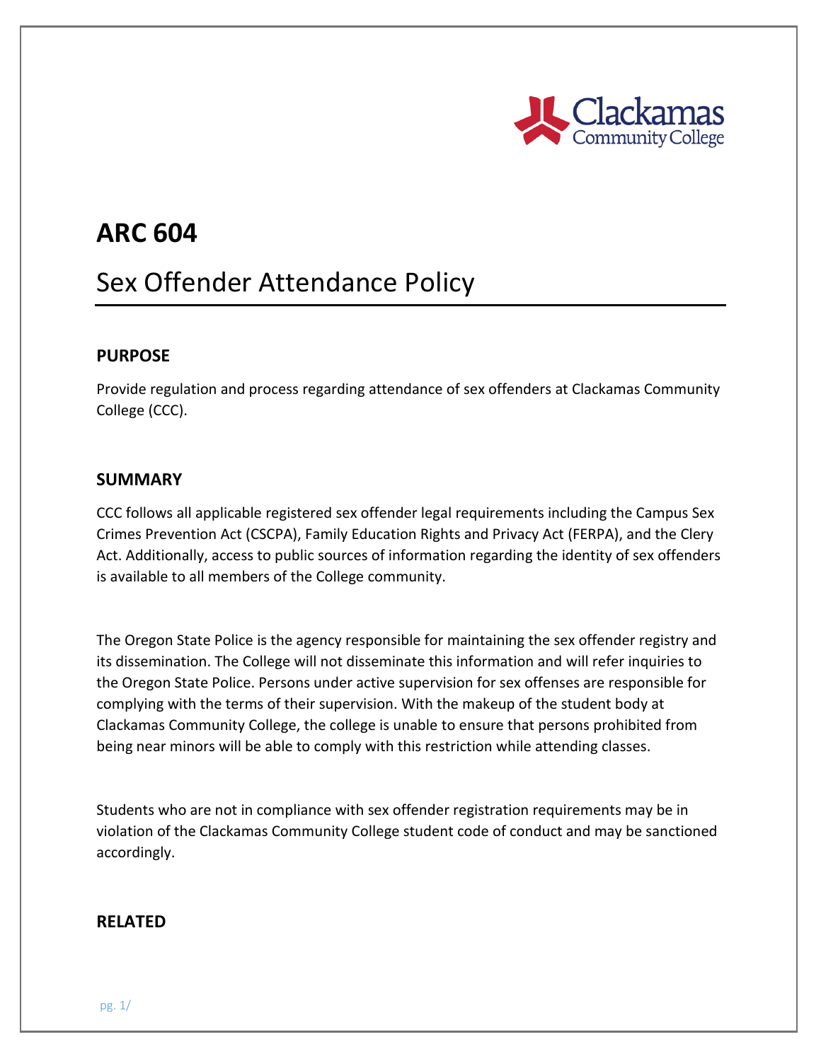# ARC 604

## Sex Offender Attendance Policy

### PURPOSE

Provide regulation and process regarding attendance of sex offenders at Clackamas Community College (CCC).

### SUMMARY

CCC follows all applicable registered sex offender legal requirements including the Campus Sex Crimes Prevention Act (CSCPA), Family Education Rights and Privacy Act (FERPA), and the Clery Act. Additionally, access to public sources of information regarding the identity of sex offenders is available to all members of the College community.

The Oregon State Police is the agency responsible for maintaining the sex offender registry and its dissemination. The College will not disseminate this information and will refer inquiries to the Oregon State Police. Persons under active supervision for sex offenses are responsible for complying with the terms of their supervision. With the makeup of the student body at Clackamas Community College, the college is unable to ensure that persons prohibited from being near minors will be able to comply with this restriction while attending classes.

Students who are not in compliance with sex offender registration requirements may be in violation of the Clackamas Community College student code of conduct and may be sanctioned accordingly.

### RELATED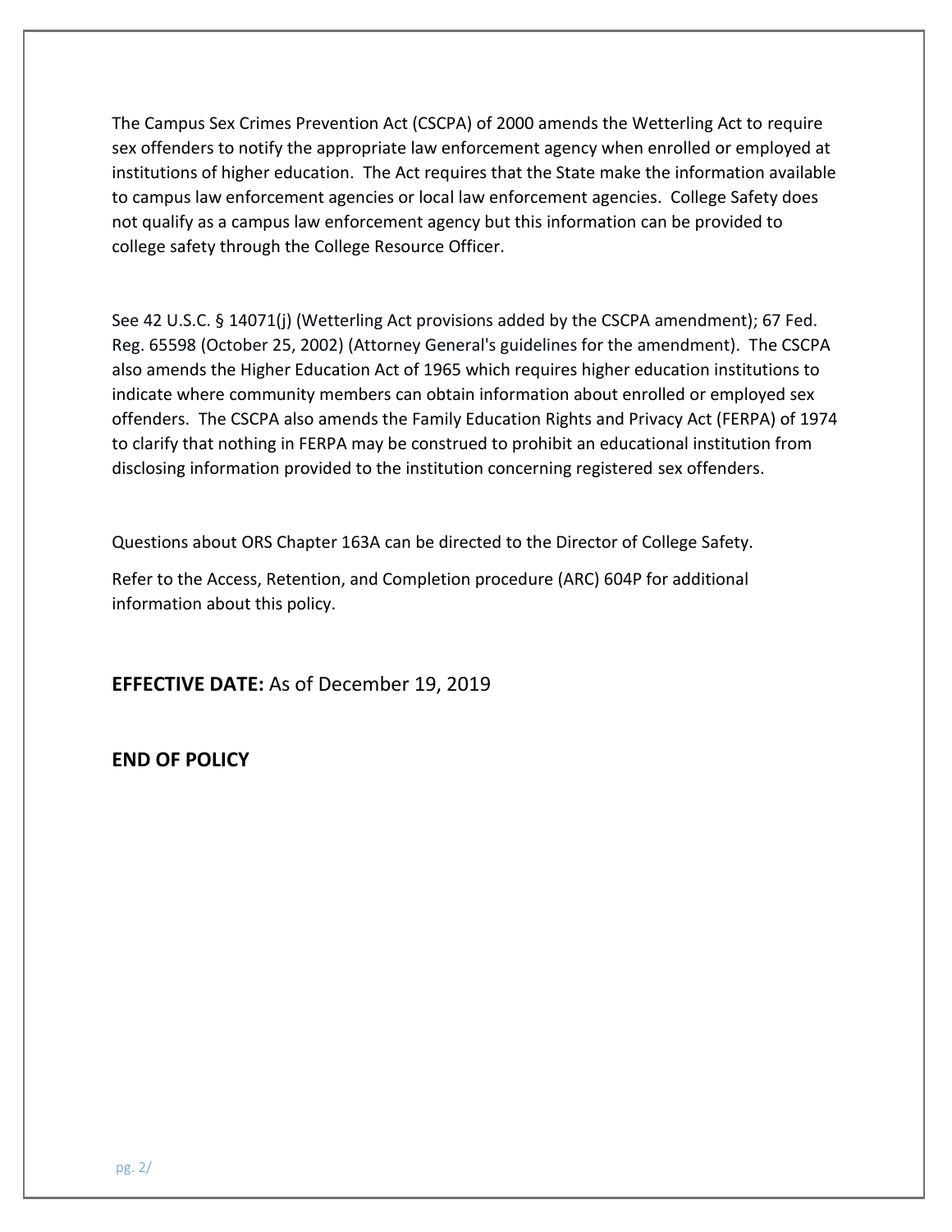The Campus Sex Crimes Prevention Act (CSCPA) of 2000 amends the Wetterling Act to require sex offenders to notify the appropriate law enforcement agency when enrolled or employed at institutions of higher education. The Act requires that the State make the information available to campus law enforcement agencies or local law enforcement agencies. College Safety does not qualify as a campus law enforcement agency but this information can be provided to college safety through the College Resource Officer.

See 42 U.S.C. § 14071(j) (Wetterling Act provisions added by the CSCPA amendment); 67 Fed. Reg. 65598 (October 25, 2002) (Attorney General's guidelines for the amendment). The CSCPA also amends the Higher Education Act of 1965 which requires higher education institutions to indicate where community members can obtain information about enrolled or employed sex offenders. The CSCPA also amends the Family Education Rights and Privacy Act (FERPA) of 1974 to clarify that nothing in FERPA may be construed to prohibit an educational institution from disclosing information provided to the institution concerning registered sex offenders.

Questions about ORS Chapter 163A can be directed to the Director of College Safety.

Refer to the Access, Retention, and Completion procedure (ARC) 604P for additional information about this policy.

**EFFECTIVE DATE:** As of December 19, 2019

**END OF POLICY**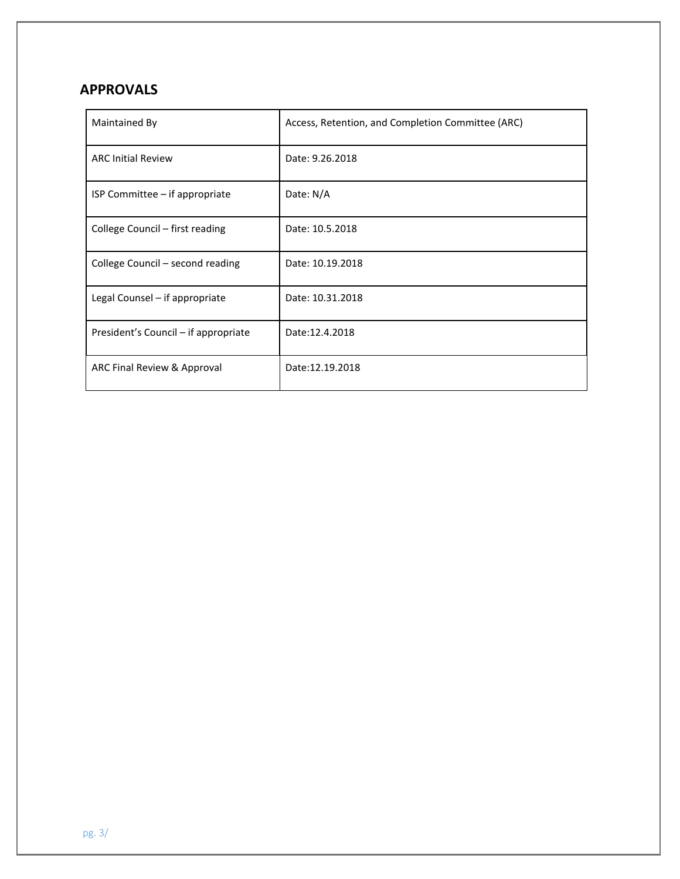## APPROVALS

| | |
|---|---|
| Maintained By | Access, Retention, and Completion Committee (ARC) |
| ARC Initial Review | Date: 9.26.2018 |
| ISP Committee – if appropriate | Date: N/A |
| College Council – first reading | Date: 10.5.2018 |
| College Council – second reading | Date: 10.19.2018 |
| Legal Counsel – if appropriate | Date: 10.31.2018 |
| President's Council – if appropriate | Date:12.4.2018 |
| ARC Final Review & Approval | Date:12.19.2018 |